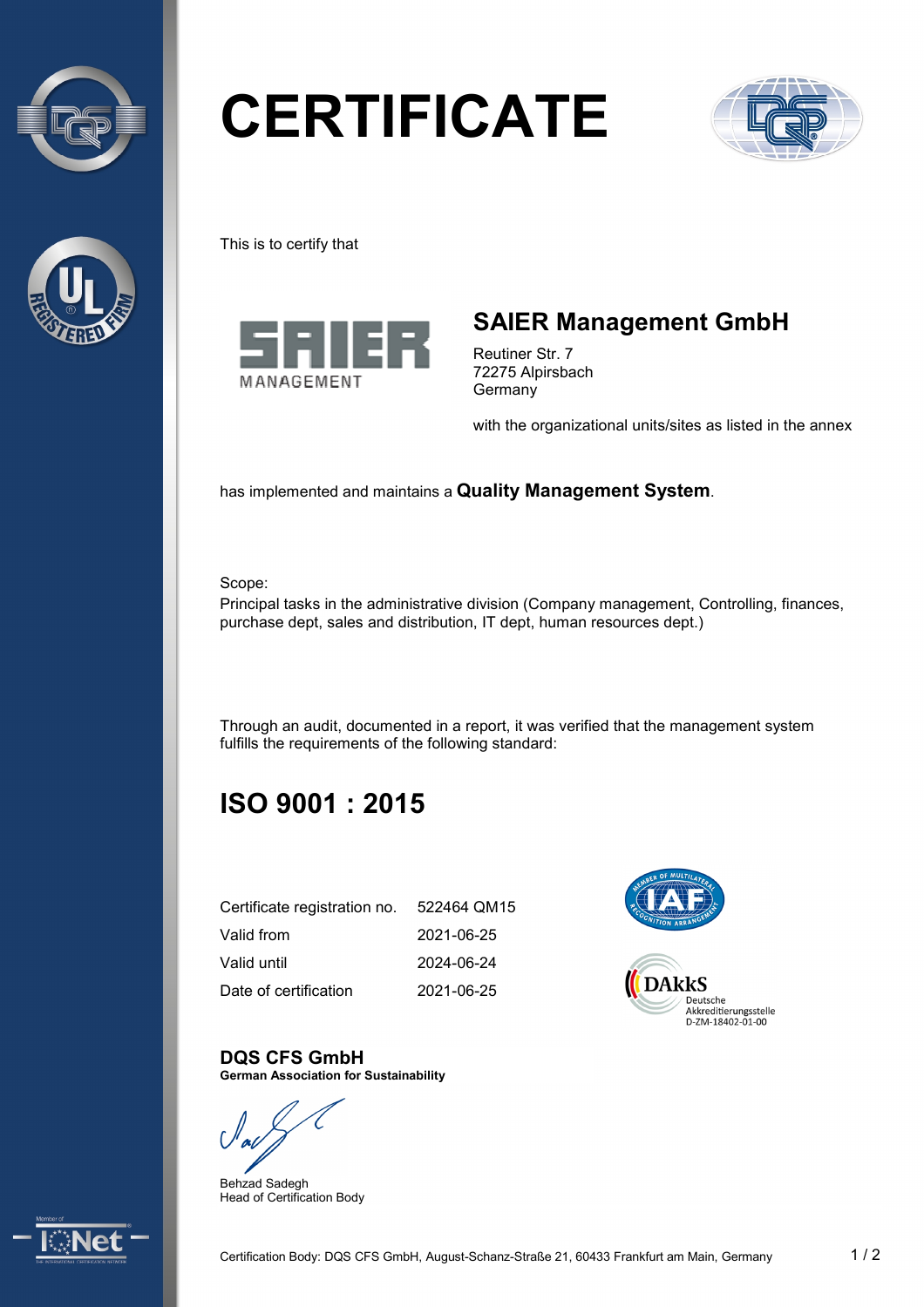# CERTIFICATE

This is to certify that

## SAIER Management GmbH

Reutiner Str. 7
72275 Alpirsbach
Germany

with the organizational units/sites as listed in the annex

has implemented and maintains a **Quality Management System**.

Scope:
Principal tasks in the administrative division (Company management, Controlling, finances, purchase dept, sales and distribution, IT dept, human resources dept.)

Through an audit, documented in a report, it was verified that the management system fulfills the requirements of the following standard:

## ISO 9001 : 2015

| | |
|---|---|
| Certificate registration no. | 522464 QM15 |
| Valid from | 2021-06-25 |
| Valid until | 2024-06-24 |
| Date of certification | 2021-06-25 |

DAkkS
Deutsche Akkreditierungsstelle
D-ZM-18402-01-00

**DQS CFS GmbH**
**German Association for Sustainability**

Behzad Sadegh
Head of Certification Body

Certification Body: DQS CFS GmbH, August-Schanz-Straße 21, 60433 Frankfurt am Main, Germany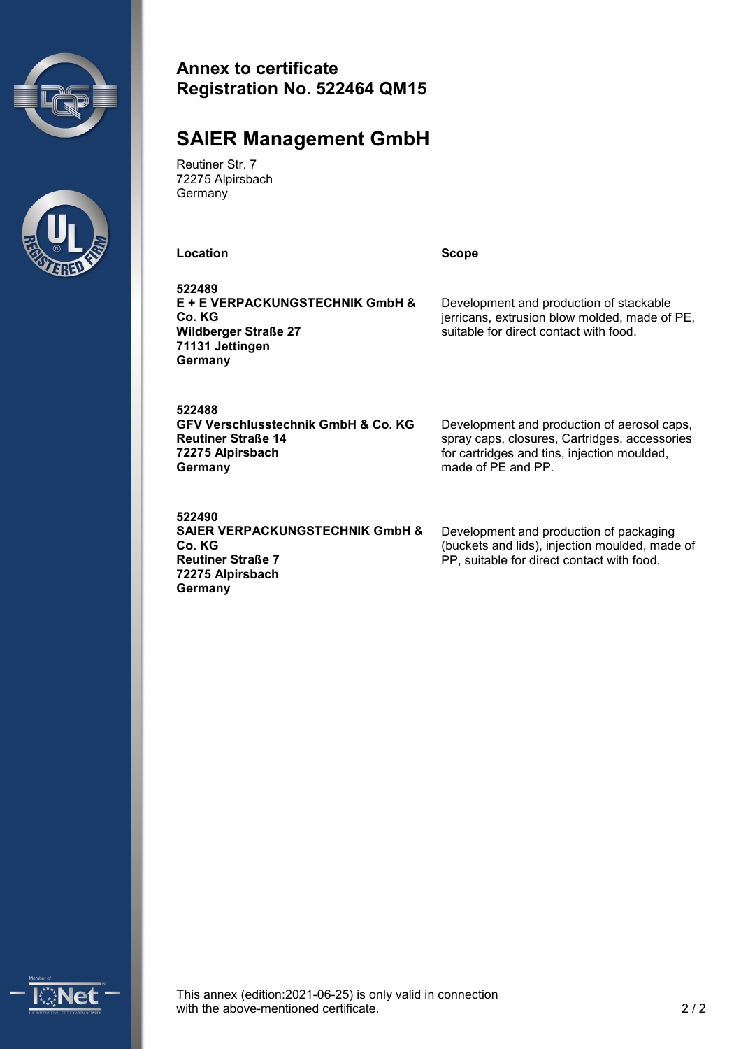**Annex to certificate**
**Registration No. 522464 QM15**

## SAIER Management GmbH

Reutiner Str. 7
72275 Alpirsbach
Germany

| Location | Scope |
|---|---|
| **522489**<br>**E + E VERPACKUNGSTECHNIK GmbH & Co. KG**<br>**Wildberger Straße 27**<br>**71131 Jettingen**<br>**Germany** | Development and production of stackable jerricans, extrusion blow molded, made of PE, suitable for direct contact with food. |
| **522488**<br>**GFV Verschlusstechnik GmbH & Co. KG**<br>**Reutiner Straße 14**<br>**72275 Alpirsbach**<br>**Germany** | Development and production of aerosol caps, spray caps, closures, Cartridges, accessories for cartridges and tins, injection moulded, made of PE and PP. |
| **522490**<br>**SAIER VERPACKUNGSTECHNIK GmbH & Co. KG**<br>**Reutiner Straße 7**<br>**72275 Alpirsbach**<br>**Germany** | Development and production of packaging (buckets and lids), injection moulded, made of PP, suitable for direct contact with food. |

This annex (edition:2021-06-25) is only valid in connection with the above-mentioned certificate.